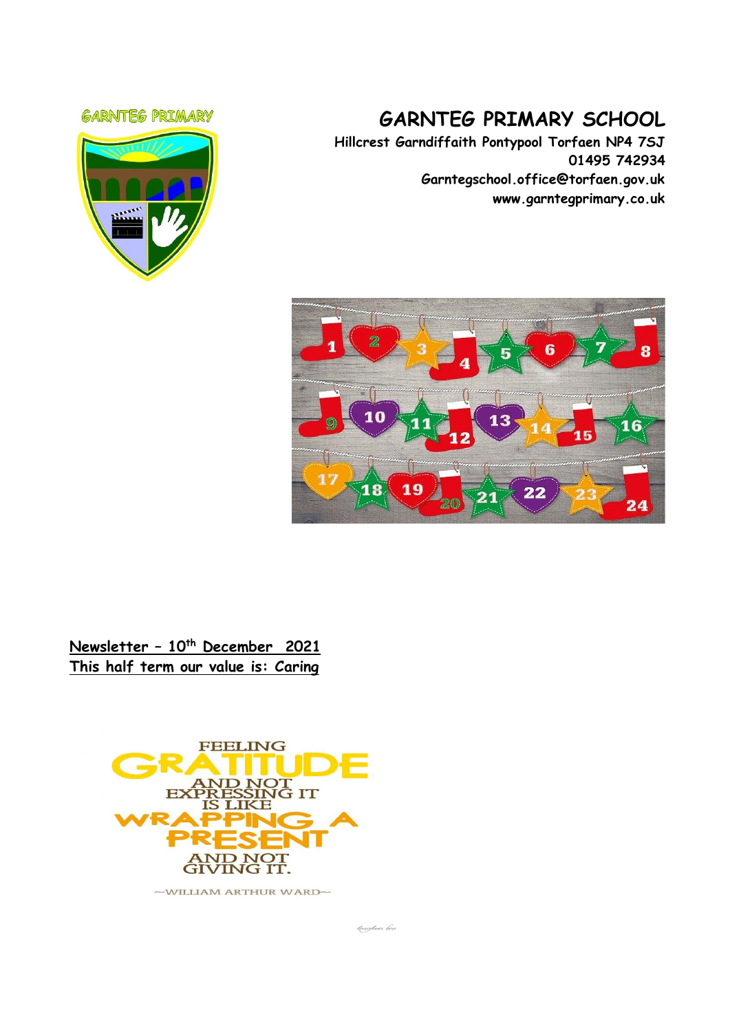# GARNTEG PRIMARY SCHOOL

**Hillcrest Garndiffaith Pontypool Torfaen NP4 7SJ**
**01495 742934**
**Garntegschool.office@torfaen.gov.uk**
**www.garntegprimary.co.uk**

**Newsletter – 10th December 2021**
**This half term our value is: Caring**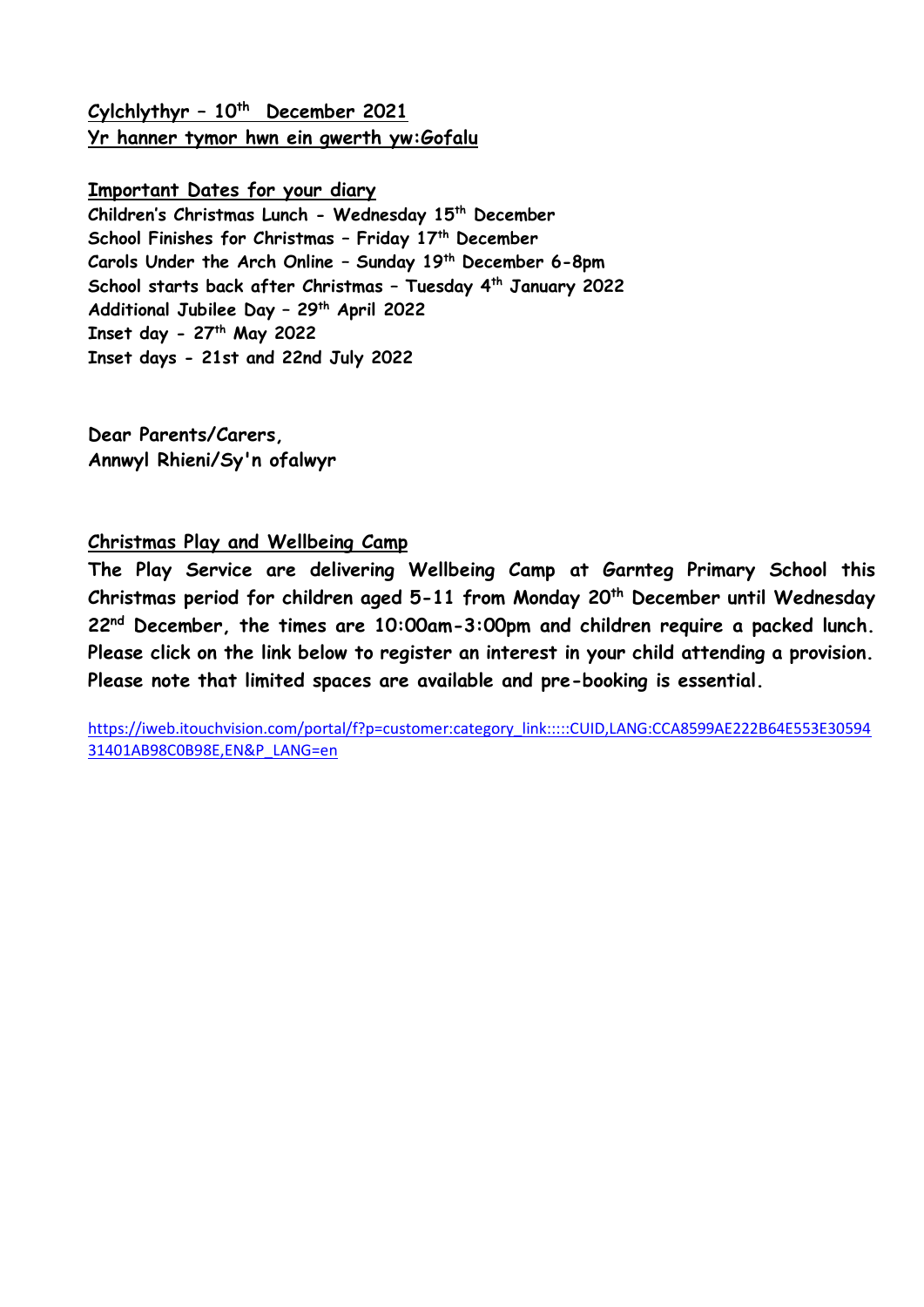**Cylchlythyr – 10th December 2021**
**Yr hanner tymor hwn ein gwerth yw:Gofalu**

**Important Dates for your diary**

**Children's Christmas Lunch - Wednesday 15th December**
**School Finishes for Christmas – Friday 17th December**
**Carols Under the Arch Online – Sunday 19th December 6-8pm**
**School starts back after Christmas – Tuesday 4th January 2022**
**Additional Jubilee Day – 29th April 2022**
**Inset day - 27th May 2022**
**Inset days - 21st and 22nd July 2022**

**Dear Parents/Carers,**
**Annwyl Rhieni/Sy'n ofalwyr**

**Christmas Play and Wellbeing Camp**

**The Play Service are delivering Wellbeing Camp at Garnteg Primary School this Christmas period for children aged 5-11 from Monday 20th December until Wednesday 22nd December, the times are 10:00am-3:00pm and children require a packed lunch. Please click on the link below to register an interest in your child attending a provision. Please note that limited spaces are available and pre-booking is essential.**

https://iweb.itouchvision.com/portal/f?p=customer:category_link:::::CUID,LANG:CCA8599AE222B64E553E3059431401AB98C0B98E,EN&P_LANG=en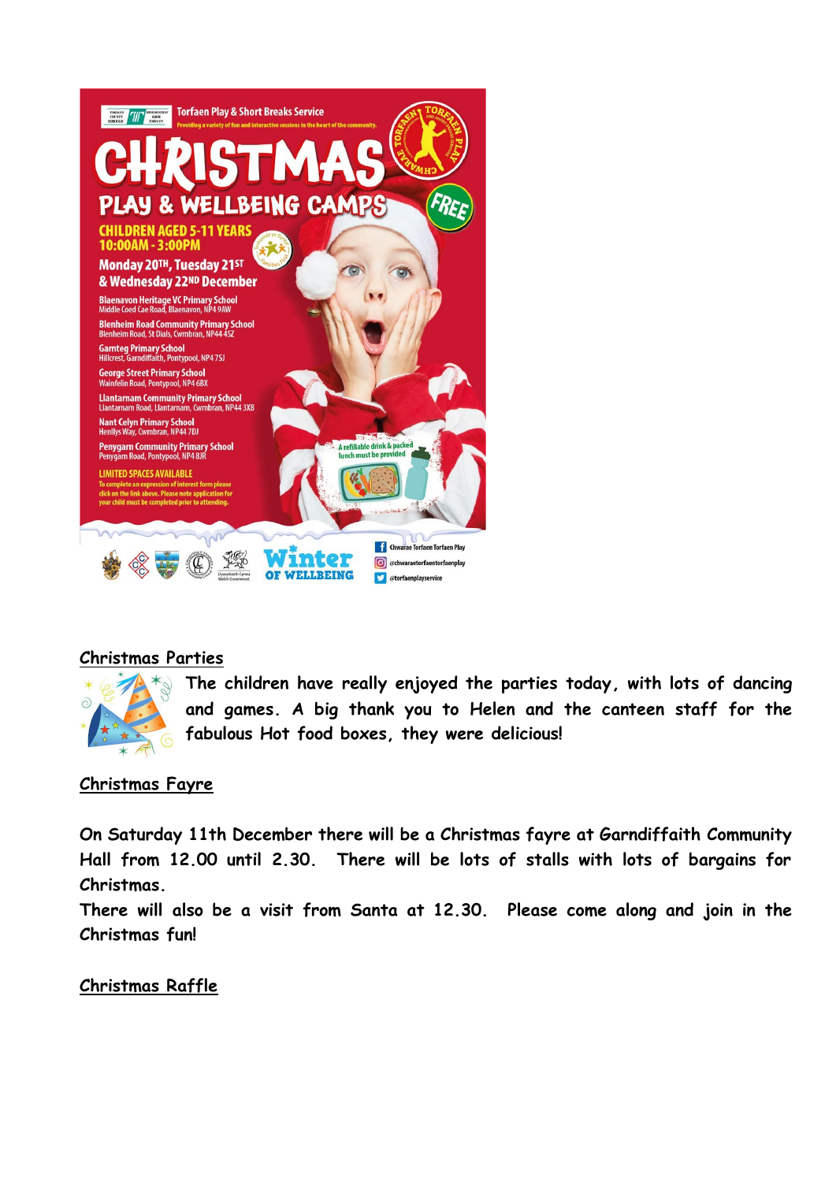Torfaen Play & Short Breaks Service

Providing a variety of fun and interactive sessions in the heart of the community.

# CHRISTMAS PLAY & WELLBEING CAMPS

FREE

CHILDREN AGED 5-11 YEARS
10:00AM - 3:00PM

Monday 20TH, Tuesday 21ST & Wednesday 22ND December

Blaenavon Heritage VC Primary School
Middle Coed Cae Road, Blaenavon, NP4 9AW

Blenheim Road Community Primary School
Blenheim Road, St Dials, Cwmbran, NP44 4SZ

Garnteg Primary School
Hillcrest, Garndiffaith, Pontypool, NP4 7SJ

George Street Primary School
Wainfelin Road, Pontypool, NP4 6BX

Llantarnam Community Primary School
Llantarnam Road, Llantarnam, Cwmbran, NP44 3XB

Nant Celyn Primary School
Henllys Way, Cwmbran, NP44 7DJ

Penygarn Community Primary School
Penygarn Road, Pontypool, NP4 8JR

LIMITED SPACES AVAILABLE

To complete an expression of interest form please click on the link above. Please note application for your child must be completed prior to attending.

A refillable drink & packed lunch must be provided

Winter OF WELLBEING

Chwarae Torfaen Torfaen Play

@chwaraetorfaentorfaenplay

@torfaenplayservice

## Christmas Parties

The children have really enjoyed the parties today, with lots of dancing and games. A big thank you to Helen and the canteen staff for the fabulous Hot food boxes, they were delicious!

## Christmas Fayre

On Saturday 11th December there will be a Christmas fayre at Garndiffaith Community Hall from 12.00 until 2.30. There will be lots of stalls with lots of bargains for Christmas.

There will also be a visit from Santa at 12.30. Please come along and join in the Christmas fun!

## Christmas Raffle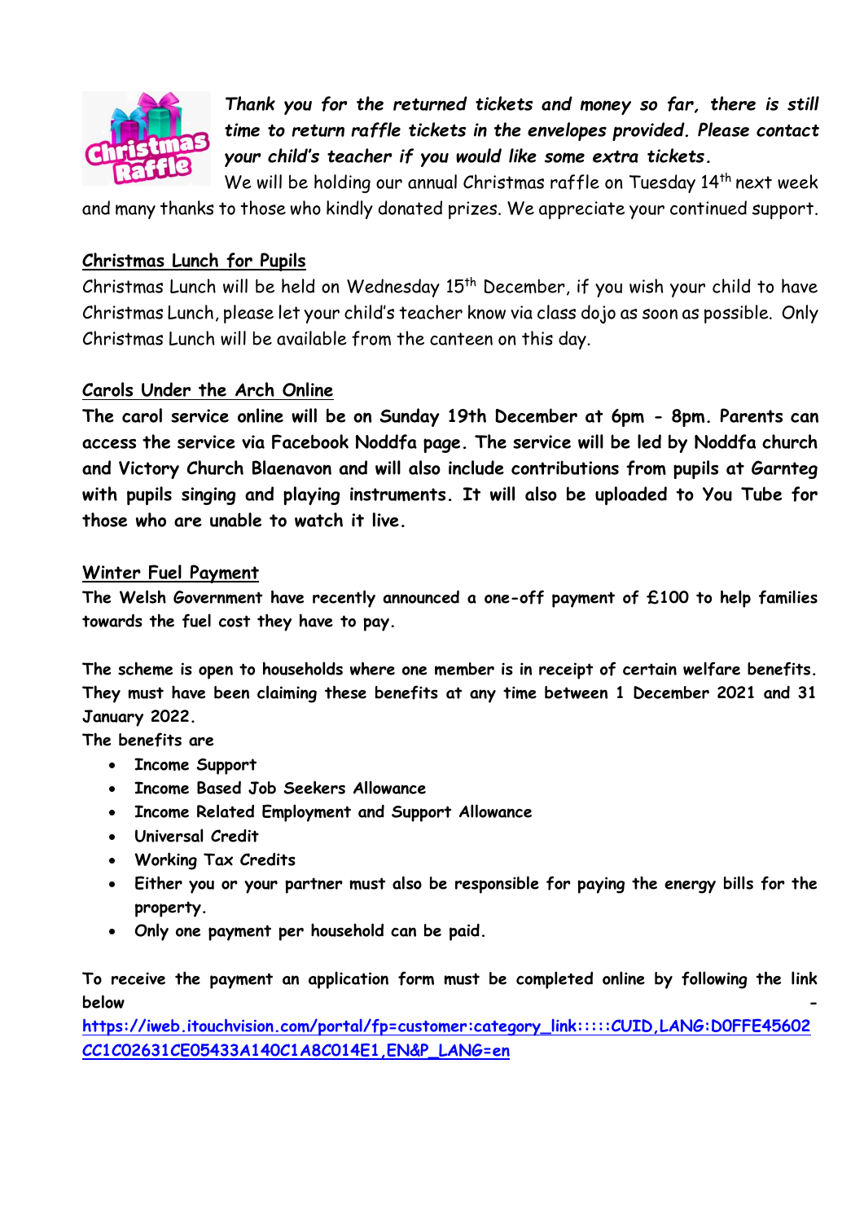***Thank you for the returned tickets and money so far, there is still time to return raffle tickets in the envelopes provided. Please contact your child's teacher if you would like some extra tickets.***

We will be holding our annual Christmas raffle on Tuesday 14th next week and many thanks to those who kindly donated prizes. We appreciate your continued support.

## Christmas Lunch for Pupils

Christmas Lunch will be held on Wednesday 15th December, if you wish your child to have Christmas Lunch, please let your child's teacher know via class dojo as soon as possible. Only Christmas Lunch will be available from the canteen on this day.

## Carols Under the Arch Online

**The carol service online will be on Sunday 19th December at 6pm - 8pm. Parents can access the service via Facebook Noddfa page. The service will be led by Noddfa church and Victory Church Blaenavon and will also include contributions from pupils at Garnteg with pupils singing and playing instruments. It will also be uploaded to You Tube for those who are unable to watch it live.**

## Winter Fuel Payment

**The Welsh Government have recently announced a one-off payment of £100 to help families towards the fuel cost they have to pay.**

**The scheme is open to households where one member is in receipt of certain welfare benefits. They must have been claiming these benefits at any time between 1 December 2021 and 31 January 2022.**

**The benefits are**

- **Income Support**
- **Income Based Job Seekers Allowance**
- **Income Related Employment and Support Allowance**
- **Universal Credit**
- **Working Tax Credits**
- **Either you or your partner must also be responsible for paying the energy bills for the property.**
- **Only one payment per household can be paid.**

**To receive the payment an application form must be completed online by following the link below -**

**https://iweb.itouchvision.com/portal/fp=customer:category_link:::::CUID,LANG:D0FFE45602CC1C02631CE05433A140C1A8C014E1,EN&P_LANG=en**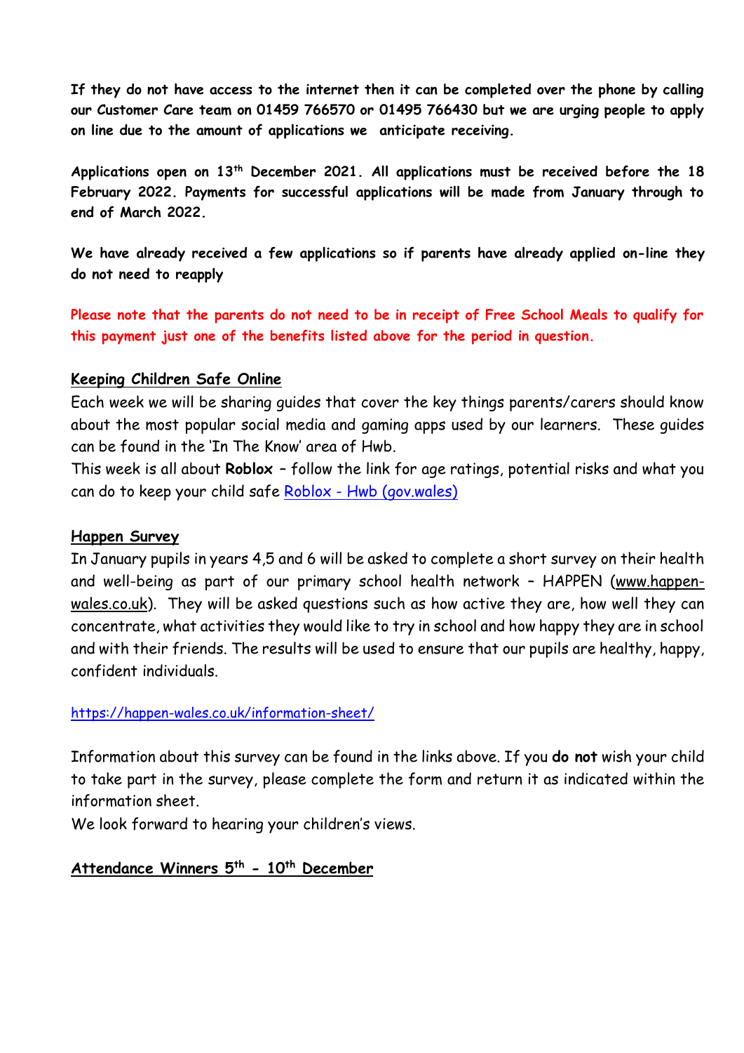**If they do not have access to the internet then it can be completed over the phone by calling our Customer Care team on 01459 766570 or 01495 766430 but we are urging people to apply on line due to the amount of applications we anticipate receiving.**

**Applications open on 13th December 2021. All applications must be received before the 18 February 2022. Payments for successful applications will be made from January through to end of March 2022.**

**We have already received a few applications so if parents have already applied on-line they do not need to reapply**

**Please note that the parents do not need to be in receipt of Free School Meals to qualify for this payment just one of the benefits listed above for the period in question.**

## Keeping Children Safe Online

Each week we will be sharing guides that cover the key things parents/carers should know about the most popular social media and gaming apps used by our learners. These guides can be found in the 'In The Know' area of Hwb.

This week is all about **Roblox** – follow the link for age ratings, potential risks and what you can do to keep your child safe [Roblox - Hwb (gov.wales)]()

## Happen Survey

In January pupils in years 4,5 and 6 will be asked to complete a short survey on their health and well-being as part of our primary school health network – HAPPEN (www.happen-wales.co.uk). They will be asked questions such as how active they are, how well they can concentrate, what activities they would like to try in school and how happy they are in school and with their friends. The results will be used to ensure that our pupils are healthy, happy, confident individuals.

https://happen-wales.co.uk/information-sheet/

Information about this survey can be found in the links above. If you **do not** wish your child to take part in the survey, please complete the form and return it as indicated within the information sheet.

We look forward to hearing your children's views.

## Attendance Winners 5th - 10th December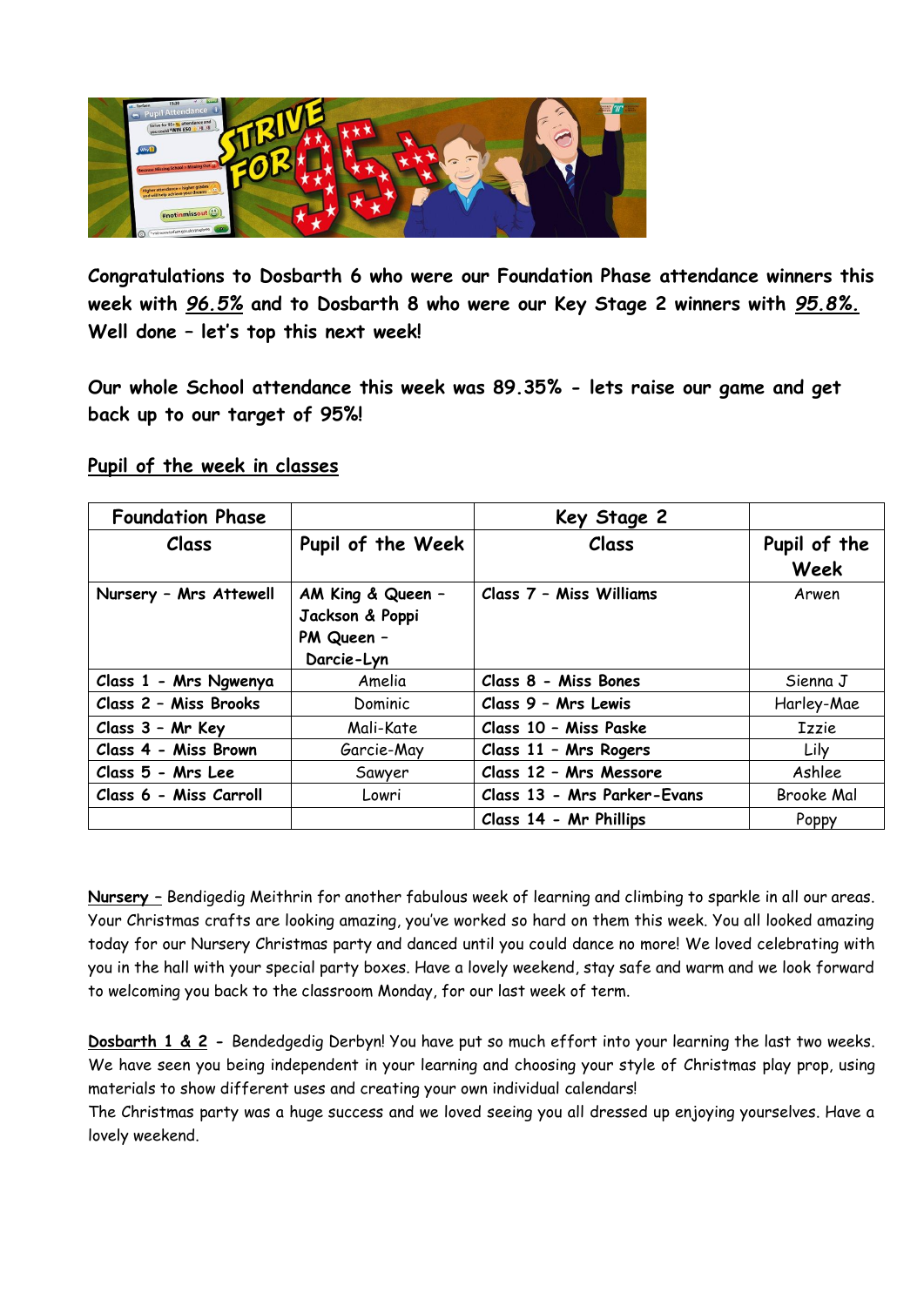**Congratulations to Dosbarth 6 who were our Foundation Phase attendance winners this week with *__96.5%__* and to Dosbarth 8 who were our Key Stage 2 winners with *__95.8%.__* Well done – let's top this next week!**

**Our whole School attendance this week was 89.35% - lets raise our game and get back up to our target of 95%!**

__Pupil of the week in classes__

| Foundation Phase | | Key Stage 2 | |
|---|---|---|---|
| Class | Pupil of the Week | Class | Pupil of the Week |
| Nursery – Mrs Attewell | AM King & Queen – Jackson & Poppi<br>PM Queen – Darcie-Lyn | Class 7 – Miss Williams | Arwen |
| Class 1 - Mrs Ngwenya | Amelia | Class 8 - Miss Bones | Sienna J |
| Class 2 – Miss Brooks | Dominic | Class 9 – Mrs Lewis | Harley-Mae |
| Class 3 – Mr Key | Mali-Kate | Class 10 – Miss Paske | Izzie |
| Class 4 - Miss Brown | Garcie-May | Class 11 – Mrs Rogers | Lily |
| Class 5 - Mrs Lee | Sawyer | Class 12 – Mrs Messore | Ashlee |
| Class 6 - Miss Carroll | Lowri | Class 13 - Mrs Parker-Evans | Brooke Mal |
| | | Class 14 - Mr Phillips | Poppy |

__Nursery –__ Bendigedig Meithrin for another fabulous week of learning and climbing to sparkle in all our areas. Your Christmas crafts are looking amazing, you've worked so hard on them this week. You all looked amazing today for our Nursery Christmas party and danced until you could dance no more! We loved celebrating with you in the hall with your special party boxes. Have a lovely weekend, stay safe and warm and we look forward to welcoming you back to the classroom Monday, for our last week of term.

**__Dosbarth 1 & 2__ -** Bendedgedig Derbyn! You have put so much effort into your learning the last two weeks. We have seen you being independent in your learning and choosing your style of Christmas play prop, using materials to show different uses and creating your own individual calendars!
The Christmas party was a huge success and we loved seeing you all dressed up enjoying yourselves. Have a lovely weekend.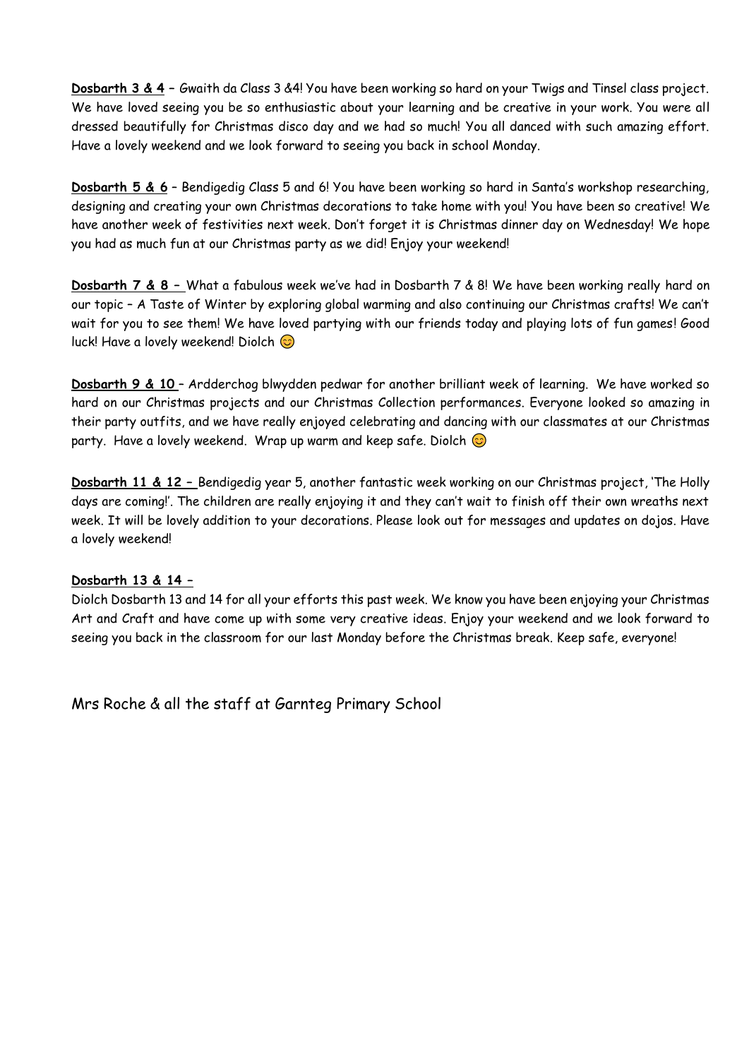**Dosbarth 3 & 4** – Gwaith da Class 3 &4! You have been working so hard on your Twigs and Tinsel class project. We have loved seeing you be so enthusiastic about your learning and be creative in your work. You were all dressed beautifully for Christmas disco day and we had so much! You all danced with such amazing effort. Have a lovely weekend and we look forward to seeing you back in school Monday.

**Dosbarth 5 & 6** – Bendigedig Class 5 and 6! You have been working so hard in Santa's workshop researching, designing and creating your own Christmas decorations to take home with you! You have been so creative! We have another week of festivities next week. Don't forget it is Christmas dinner day on Wednesday! We hope you had as much fun at our Christmas party as we did! Enjoy your weekend!

**Dosbarth 7 & 8 –** What a fabulous week we've had in Dosbarth 7 & 8! We have been working really hard on our topic – A Taste of Winter by exploring global warming and also continuing our Christmas crafts! We can't wait for you to see them! We have loved partying with our friends today and playing lots of fun games! Good luck! Have a lovely weekend! Diolch 😊

**Dosbarth 9 & 10** – Ardderchog blwydden pedwar for another brilliant week of learning. We have worked so hard on our Christmas projects and our Christmas Collection performances. Everyone looked so amazing in their party outfits, and we have really enjoyed celebrating and dancing with our classmates at our Christmas party. Have a lovely weekend. Wrap up warm and keep safe. Diolch 😊

**Dosbarth 11 & 12 –** Bendigedig year 5, another fantastic week working on our Christmas project, 'The Holly days are coming!'. The children are really enjoying it and they can't wait to finish off their own wreaths next week. It will be lovely addition to your decorations. Please look out for messages and updates on dojos. Have a lovely weekend!

**Dosbarth 13 & 14 –**

Diolch Dosbarth 13 and 14 for all your efforts this past week. We know you have been enjoying your Christmas Art and Craft and have come up with some very creative ideas. Enjoy your weekend and we look forward to seeing you back in the classroom for our last Monday before the Christmas break. Keep safe, everyone!

Mrs Roche & all the staff at Garnteg Primary School